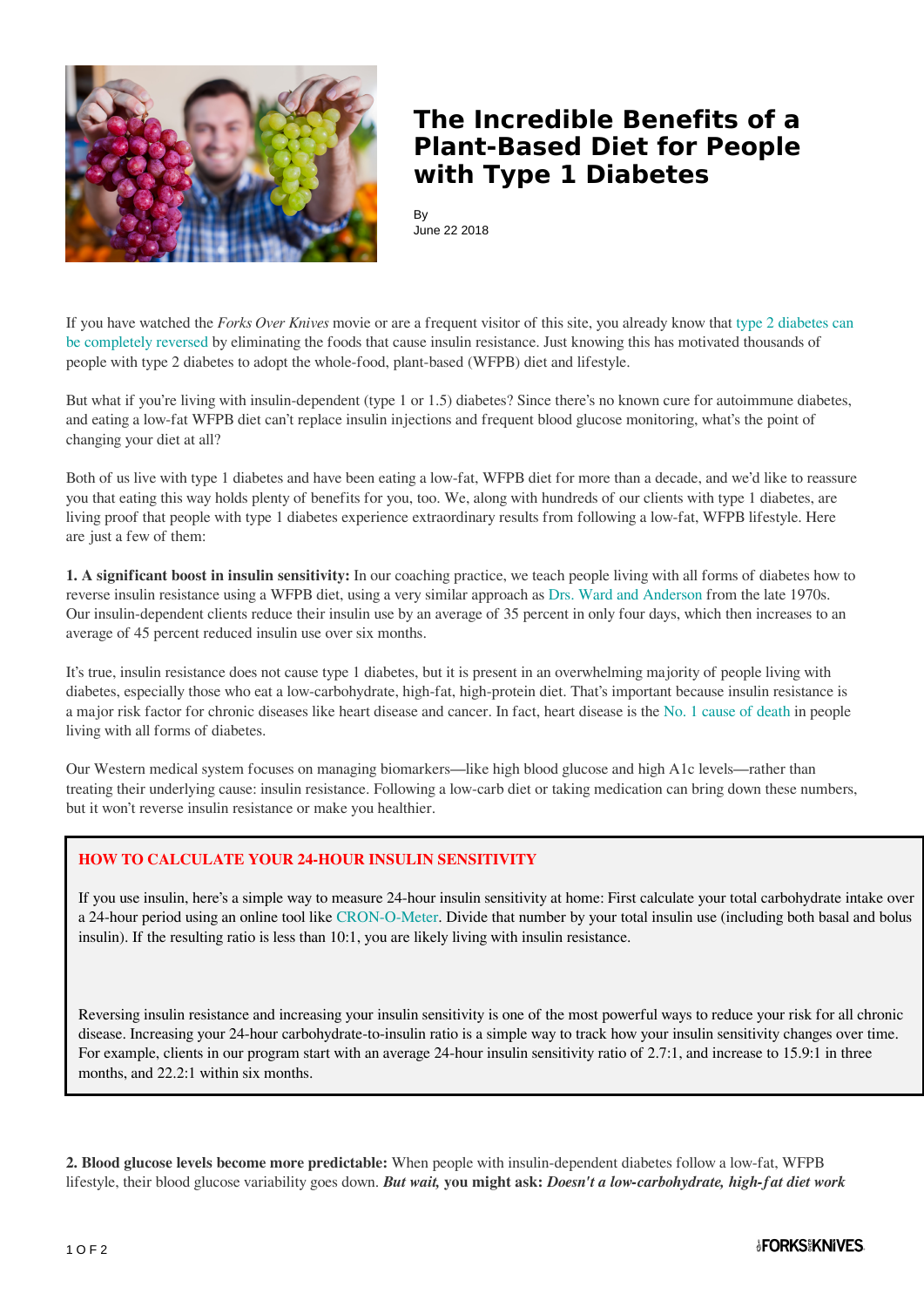# The Incredible Benefits of a Plant-Based Diet for People with Type 1 Diabetes

By
June 22 2018

If you have watched the *Forks Over Knives* movie or are a frequent visitor of this site, you already know that type 2 diabetes can be completely reversed by eliminating the foods that cause insulin resistance. Just knowing this has motivated thousands of people with type 2 diabetes to adopt the whole-food, plant-based (WFPB) diet and lifestyle.

But what if you're living with insulin-dependent (type 1 or 1.5) diabetes? Since there's no known cure for autoimmune diabetes, and eating a low-fat WFPB diet can't replace insulin injections and frequent blood glucose monitoring, what's the point of changing your diet at all?

Both of us live with type 1 diabetes and have been eating a low-fat, WFPB diet for more than a decade, and we'd like to reassure you that eating this way holds plenty of benefits for you, too. We, along with hundreds of our clients with type 1 diabetes, are living proof that people with type 1 diabetes experience extraordinary results from following a low-fat, WFPB lifestyle. Here are just a few of them:

**1. A significant boost in insulin sensitivity:** In our coaching practice, we teach people living with all forms of diabetes how to reverse insulin resistance using a WFPB diet, using a very similar approach as Drs. Ward and Anderson from the late 1970s. Our insulin-dependent clients reduce their insulin use by an average of 35 percent in only four days, which then increases to an average of 45 percent reduced insulin use over six months.

It's true, insulin resistance does not cause type 1 diabetes, but it is present in an overwhelming majority of people living with diabetes, especially those who eat a low-carbohydrate, high-fat, high-protein diet. That's important because insulin resistance is a major risk factor for chronic diseases like heart disease and cancer. In fact, heart disease is the No. 1 cause of death in people living with all forms of diabetes.

Our Western medical system focuses on managing biomarkers—like high blood glucose and high A1c levels—rather than treating their underlying cause: insulin resistance. Following a low-carb diet or taking medication can bring down these numbers, but it won't reverse insulin resistance or make you healthier.

> **HOW TO CALCULATE YOUR 24-HOUR INSULIN SENSITIVITY**
>
> If you use insulin, here's a simple way to measure 24-hour insulin sensitivity at home: First calculate your total carbohydrate intake over a 24-hour period using an online tool like CRON-O-Meter. Divide that number by your total insulin use (including both basal and bolus insulin). If the resulting ratio is less than 10:1, you are likely living with insulin resistance.
>
> Reversing insulin resistance and increasing your insulin sensitivity is one of the most powerful ways to reduce your risk for all chronic disease. Increasing your 24-hour carbohydrate-to-insulin ratio is a simple way to track how your insulin sensitivity changes over time. For example, clients in our program start with an average 24-hour insulin sensitivity ratio of 2.7:1, and increase to 15.9:1 in three months, and 22.2:1 within six months.

**2. Blood glucose levels become more predictable:** When people with insulin-dependent diabetes follow a low-fat, WFPB lifestyle, their blood glucose variability goes down. ***But wait,*** **you might ask:** ***Doesn't a low-carbohydrate, high-fat diet work***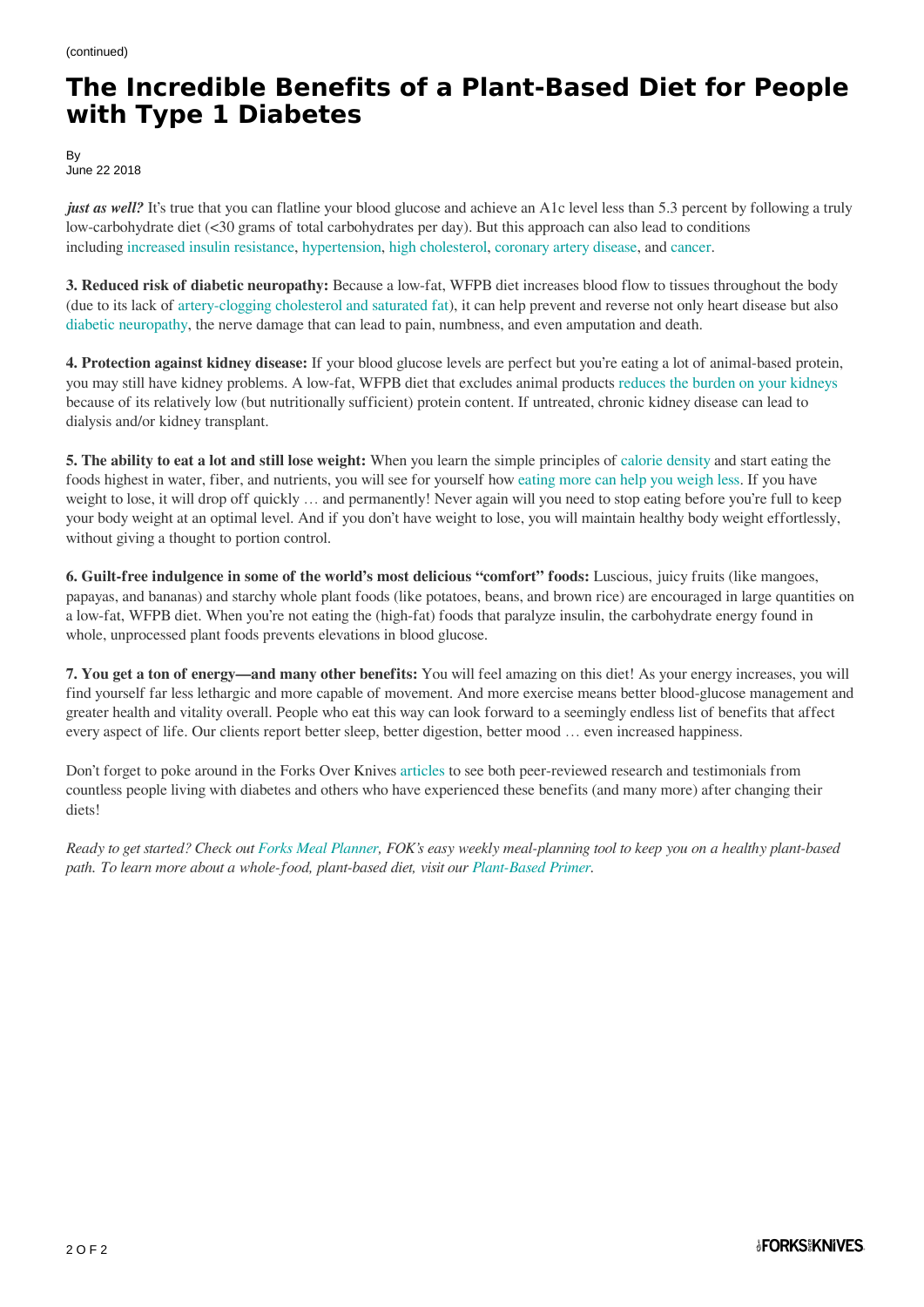(continued)

# The Incredible Benefits of a Plant-Based Diet for People with Type 1 Diabetes

By
June 22 2018

***just as well?*** It's true that you can flatline your blood glucose and achieve an A1c level less than 5.3 percent by following a truly low-carbohydrate diet (<30 grams of total carbohydrates per day). But this approach can also lead to conditions including increased insulin resistance, hypertension, high cholesterol, coronary artery disease, and cancer.

**3. Reduced risk of diabetic neuropathy:** Because a low-fat, WFPB diet increases blood flow to tissues throughout the body (due to its lack of artery-clogging cholesterol and saturated fat), it can help prevent and reverse not only heart disease but also diabetic neuropathy, the nerve damage that can lead to pain, numbness, and even amputation and death.

**4. Protection against kidney disease:** If your blood glucose levels are perfect but you're eating a lot of animal-based protein, you may still have kidney problems. A low-fat, WFPB diet that excludes animal products reduces the burden on your kidneys because of its relatively low (but nutritionally sufficient) protein content. If untreated, chronic kidney disease can lead to dialysis and/or kidney transplant.

**5. The ability to eat a lot and still lose weight:** When you learn the simple principles of calorie density and start eating the foods highest in water, fiber, and nutrients, you will see for yourself how eating more can help you weigh less. If you have weight to lose, it will drop off quickly … and permanently! Never again will you need to stop eating before you're full to keep your body weight at an optimal level. And if you don't have weight to lose, you will maintain healthy body weight effortlessly, without giving a thought to portion control.

**6. Guilt-free indulgence in some of the world's most delicious "comfort" foods:** Luscious, juicy fruits (like mangoes, papayas, and bananas) and starchy whole plant foods (like potatoes, beans, and brown rice) are encouraged in large quantities on a low-fat, WFPB diet. When you're not eating the (high-fat) foods that paralyze insulin, the carbohydrate energy found in whole, unprocessed plant foods prevents elevations in blood glucose.

**7. You get a ton of energy—and many other benefits:** You will feel amazing on this diet! As your energy increases, you will find yourself far less lethargic and more capable of movement. And more exercise means better blood-glucose management and greater health and vitality overall. People who eat this way can look forward to a seemingly endless list of benefits that affect every aspect of life. Our clients report better sleep, better digestion, better mood … even increased happiness.

Don't forget to poke around in the Forks Over Knives articles to see both peer-reviewed research and testimonials from countless people living with diabetes and others who have experienced these benefits (and many more) after changing their diets!

*Ready to get started? Check out Forks Meal Planner, FOK's easy weekly meal-planning tool to keep you on a healthy plant-based path. To learn more about a whole-food, plant-based diet, visit our Plant-Based Primer.*